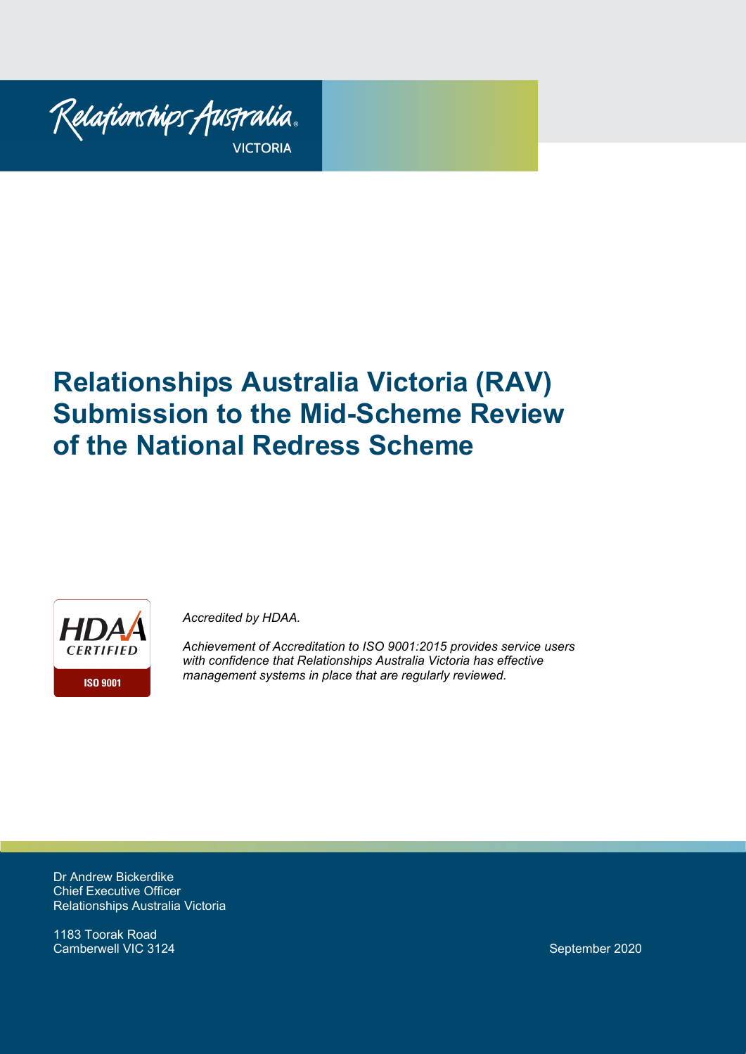Relationships Australia VICTORIA

# Relationships Australia Victoria (RAV) Submission to the Mid-Scheme Review of the National Redress Scheme

HDAA CERTIFIED ISO 9001

*Accredited by HDAA.*

*Achievement of Accreditation to ISO 9001:2015 provides service users with confidence that Relationships Australia Victoria has effective management systems in place that are regularly reviewed.*

Dr Andrew Bickerdike
Chief Executive Officer
Relationships Australia Victoria

1183 Toorak Road
Camberwell VIC 3124

September 2020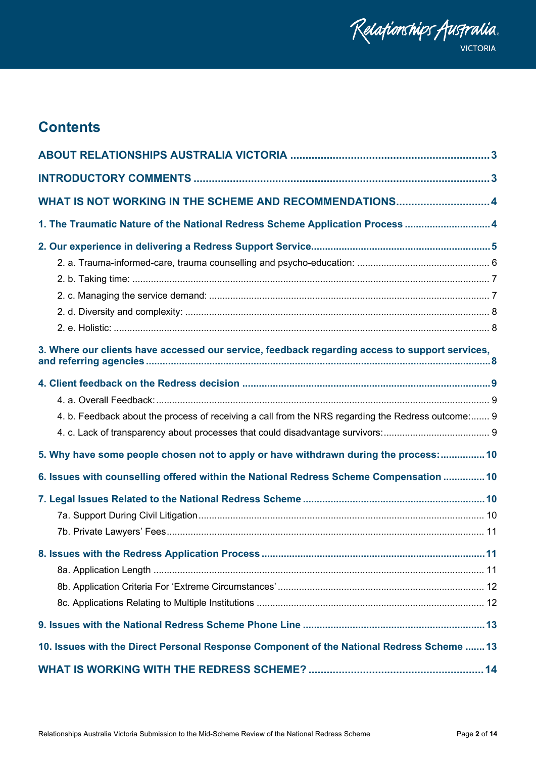# Contents

ABOUT RELATIONSHIPS AUSTRALIA VICTORIA ..... 3

INTRODUCTORY COMMENTS ..... 3

WHAT IS NOT WORKING IN THE SCHEME AND RECOMMENDATIONS ..... 4

1. The Traumatic Nature of the National Redress Scheme Application Process ..... 4

2. Our experience in delivering a Redress Support Service ..... 5
   - 2. a. Trauma-informed-care, trauma counselling and psycho-education: ..... 6
   - 2. b. Taking time: ..... 7
   - 2. c. Managing the service demand: ..... 7
   - 2. d. Diversity and complexity: ..... 8
   - 2. e. Holistic: ..... 8

3. Where our clients have accessed our service, feedback regarding access to support services, and referring agencies ..... 8

4. Client feedback on the Redress decision ..... 9
   - 4. a. Overall Feedback: ..... 9
   - 4. b. Feedback about the process of receiving a call from the NRS regarding the Redress outcome: ..... 9
   - 4. c. Lack of transparency about processes that could disadvantage survivors: ..... 9

5. Why have some people chosen not to apply or have withdrawn during the process: ..... 10

6. Issues with counselling offered within the National Redress Scheme Compensation ..... 10

7. Legal Issues Related to the National Redress Scheme ..... 10
   - 7a. Support During Civil Litigation ..... 10
   - 7b. Private Lawyers' Fees ..... 11

8. Issues with the Redress Application Process ..... 11
   - 8a. Application Length ..... 11
   - 8b. Application Criteria For 'Extreme Circumstances' ..... 12
   - 8c. Applications Relating to Multiple Institutions ..... 12

9. Issues with the National Redress Scheme Phone Line ..... 13

10. Issues with the Direct Personal Response Component of the National Redress Scheme ..... 13

WHAT IS WORKING WITH THE REDRESS SCHEME? ..... 14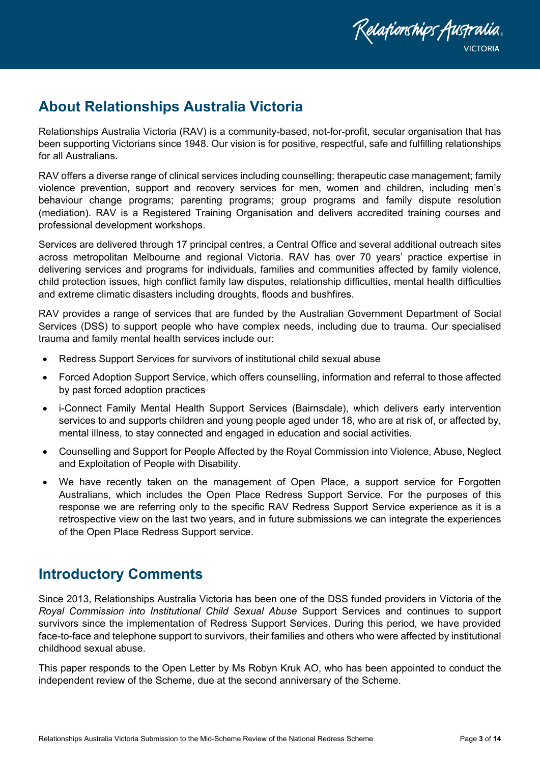## About Relationships Australia Victoria

Relationships Australia Victoria (RAV) is a community-based, not-for-profit, secular organisation that has been supporting Victorians since 1948. Our vision is for positive, respectful, safe and fulfilling relationships for all Australians.

RAV offers a diverse range of clinical services including counselling; therapeutic case management; family violence prevention, support and recovery services for men, women and children, including men's behaviour change programs; parenting programs; group programs and family dispute resolution (mediation). RAV is a Registered Training Organisation and delivers accredited training courses and professional development workshops.

Services are delivered through 17 principal centres, a Central Office and several additional outreach sites across metropolitan Melbourne and regional Victoria. RAV has over 70 years' practice expertise in delivering services and programs for individuals, families and communities affected by family violence, child protection issues, high conflict family law disputes, relationship difficulties, mental health difficulties and extreme climatic disasters including droughts, floods and bushfires.

RAV provides a range of services that are funded by the Australian Government Department of Social Services (DSS) to support people who have complex needs, including due to trauma. Our specialised trauma and family mental health services include our:

- Redress Support Services for survivors of institutional child sexual abuse
- Forced Adoption Support Service, which offers counselling, information and referral to those affected by past forced adoption practices
- i-Connect Family Mental Health Support Services (Bairnsdale), which delivers early intervention services to and supports children and young people aged under 18, who are at risk of, or affected by, mental illness, to stay connected and engaged in education and social activities.
- Counselling and Support for People Affected by the Royal Commission into Violence, Abuse, Neglect and Exploitation of People with Disability.
- We have recently taken on the management of Open Place, a support service for Forgotten Australians, which includes the Open Place Redress Support Service. For the purposes of this response we are referring only to the specific RAV Redress Support Service experience as it is a retrospective view on the last two years, and in future submissions we can integrate the experiences of the Open Place Redress Support service.

## Introductory Comments

Since 2013, Relationships Australia Victoria has been one of the DSS funded providers in Victoria of the *Royal Commission into Institutional Child Sexual Abuse* Support Services and continues to support survivors since the implementation of Redress Support Services. During this period, we have provided face-to-face and telephone support to survivors, their families and others who were affected by institutional childhood sexual abuse.

This paper responds to the Open Letter by Ms Robyn Kruk AO, who has been appointed to conduct the independent review of the Scheme, due at the second anniversary of the Scheme.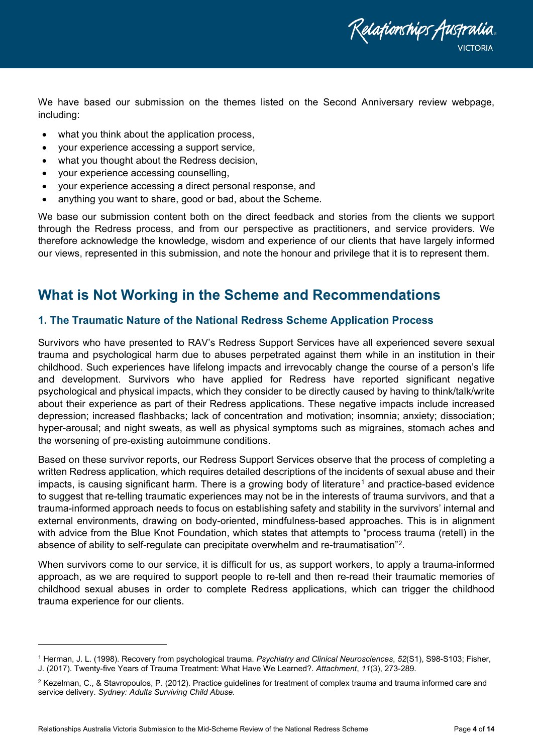We have based our submission on the themes listed on the Second Anniversary review webpage, including:

- what you think about the application process,
- your experience accessing a support service,
- what you thought about the Redress decision,
- your experience accessing counselling,
- your experience accessing a direct personal response, and
- anything you want to share, good or bad, about the Scheme.

We base our submission content both on the direct feedback and stories from the clients we support through the Redress process, and from our perspective as practitioners, and service providers. We therefore acknowledge the knowledge, wisdom and experience of our clients that have largely informed our views, represented in this submission, and note the honour and privilege that it is to represent them.

## What is Not Working in the Scheme and Recommendations

### 1. The Traumatic Nature of the National Redress Scheme Application Process

Survivors who have presented to RAV's Redress Support Services have all experienced severe sexual trauma and psychological harm due to abuses perpetrated against them while in an institution in their childhood. Such experiences have lifelong impacts and irrevocably change the course of a person's life and development. Survivors who have applied for Redress have reported significant negative psychological and physical impacts, which they consider to be directly caused by having to think/talk/write about their experience as part of their Redress applications. These negative impacts include increased depression; increased flashbacks; lack of concentration and motivation; insomnia; anxiety; dissociation; hyper-arousal; and night sweats, as well as physical symptoms such as migraines, stomach aches and the worsening of pre-existing autoimmune conditions.

Based on these survivor reports, our Redress Support Services observe that the process of completing a written Redress application, which requires detailed descriptions of the incidents of sexual abuse and their impacts, is causing significant harm. There is a growing body of literature[1] and practice-based evidence to suggest that re-telling traumatic experiences may not be in the interests of trauma survivors, and that a trauma-informed approach needs to focus on establishing safety and stability in the survivors' internal and external environments, drawing on body-oriented, mindfulness-based approaches. This is in alignment with advice from the Blue Knot Foundation, which states that attempts to "process trauma (retell) in the absence of ability to self-regulate can precipitate overwhelm and re-traumatisation"[2].

When survivors come to our service, it is difficult for us, as support workers, to apply a trauma-informed approach, as we are required to support people to re-tell and then re-read their traumatic memories of childhood sexual abuses in order to complete Redress applications, which can trigger the childhood trauma experience for our clients.

---

[1] Herman, J. L. (1998). Recovery from psychological trauma. *Psychiatry and Clinical Neurosciences*, *52*(S1), S98-S103; Fisher, J. (2017). Twenty-five Years of Trauma Treatment: What Have We Learned?. *Attachment*, *11*(3), 273-289.

[2] Kezelman, C., & Stavropoulos, P. (2012). Practice guidelines for treatment of complex trauma and trauma informed care and service delivery. *Sydney: Adults Surviving Child Abuse.*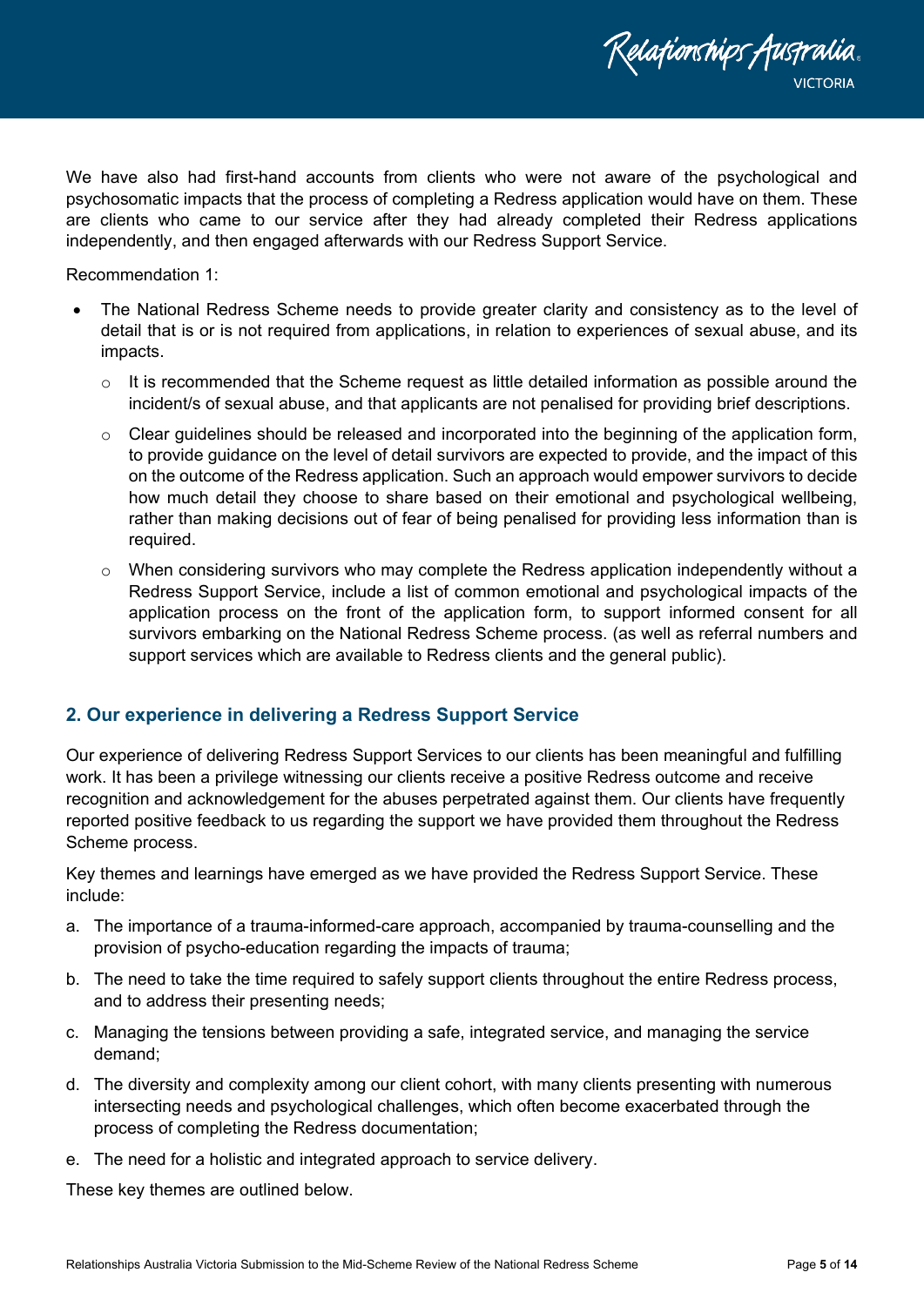We have also had first-hand accounts from clients who were not aware of the psychological and psychosomatic impacts that the process of completing a Redress application would have on them. These are clients who came to our service after they had already completed their Redress applications independently, and then engaged afterwards with our Redress Support Service.

Recommendation 1:

- The National Redress Scheme needs to provide greater clarity and consistency as to the level of detail that is or is not required from applications, in relation to experiences of sexual abuse, and its impacts.
  - It is recommended that the Scheme request as little detailed information as possible around the incident/s of sexual abuse, and that applicants are not penalised for providing brief descriptions.
  - Clear guidelines should be released and incorporated into the beginning of the application form, to provide guidance on the level of detail survivors are expected to provide, and the impact of this on the outcome of the Redress application. Such an approach would empower survivors to decide how much detail they choose to share based on their emotional and psychological wellbeing, rather than making decisions out of fear of being penalised for providing less information than is required.
  - When considering survivors who may complete the Redress application independently without a Redress Support Service, include a list of common emotional and psychological impacts of the application process on the front of the application form, to support informed consent for all survivors embarking on the National Redress Scheme process. (as well as referral numbers and support services which are available to Redress clients and the general public).

## 2. Our experience in delivering a Redress Support Service

Our experience of delivering Redress Support Services to our clients has been meaningful and fulfilling work. It has been a privilege witnessing our clients receive a positive Redress outcome and receive recognition and acknowledgement for the abuses perpetrated against them. Our clients have frequently reported positive feedback to us regarding the support we have provided them throughout the Redress Scheme process.

Key themes and learnings have emerged as we have provided the Redress Support Service. These include:

a. The importance of a trauma-informed-care approach, accompanied by trauma-counselling and the provision of psycho-education regarding the impacts of trauma;

b. The need to take the time required to safely support clients throughout the entire Redress process, and to address their presenting needs;

c. Managing the tensions between providing a safe, integrated service, and managing the service demand;

d. The diversity and complexity among our client cohort, with many clients presenting with numerous intersecting needs and psychological challenges, which often become exacerbated through the process of completing the Redress documentation;

e. The need for a holistic and integrated approach to service delivery.

These key themes are outlined below.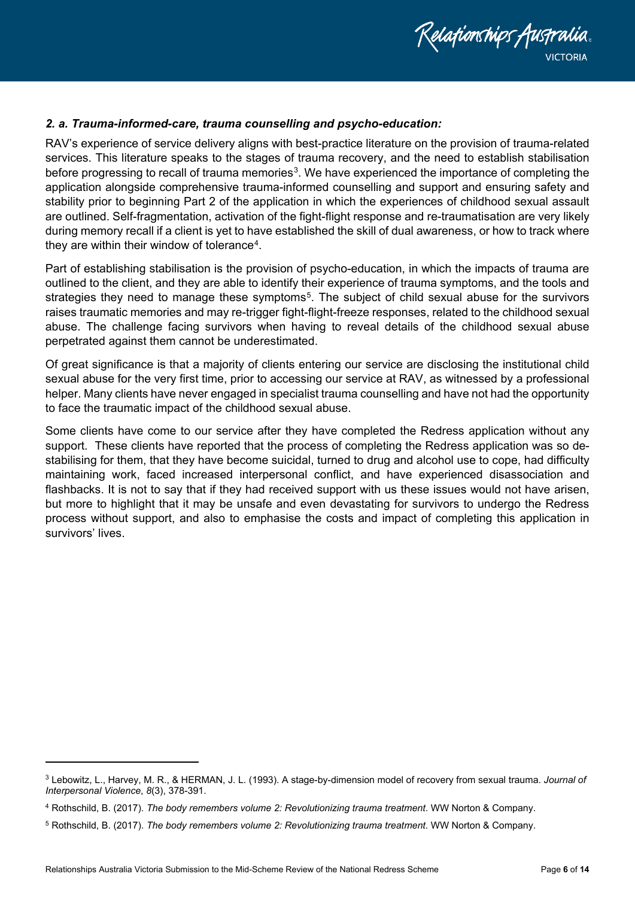### *2. a. Trauma-informed-care, trauma counselling and psycho-education:*

RAV's experience of service delivery aligns with best-practice literature on the provision of trauma-related services. This literature speaks to the stages of trauma recovery, and the need to establish stabilisation before progressing to recall of trauma memories[3]. We have experienced the importance of completing the application alongside comprehensive trauma-informed counselling and support and ensuring safety and stability prior to beginning Part 2 of the application in which the experiences of childhood sexual assault are outlined. Self-fragmentation, activation of the fight-flight response and re-traumatisation are very likely during memory recall if a client is yet to have established the skill of dual awareness, or how to track where they are within their window of tolerance[4].

Part of establishing stabilisation is the provision of psycho-education, in which the impacts of trauma are outlined to the client, and they are able to identify their experience of trauma symptoms, and the tools and strategies they need to manage these symptoms[5]. The subject of child sexual abuse for the survivors raises traumatic memories and may re-trigger fight-flight-freeze responses, related to the childhood sexual abuse. The challenge facing survivors when having to reveal details of the childhood sexual abuse perpetrated against them cannot be underestimated.

Of great significance is that a majority of clients entering our service are disclosing the institutional child sexual abuse for the very first time, prior to accessing our service at RAV, as witnessed by a professional helper. Many clients have never engaged in specialist trauma counselling and have not had the opportunity to face the traumatic impact of the childhood sexual abuse.

Some clients have come to our service after they have completed the Redress application without any support. These clients have reported that the process of completing the Redress application was so de-stabilising for them, that they have become suicidal, turned to drug and alcohol use to cope, had difficulty maintaining work, faced increased interpersonal conflict, and have experienced disassociation and flashbacks. It is not to say that if they had received support with us these issues would not have arisen, but more to highlight that it may be unsafe and even devastating for survivors to undergo the Redress process without support, and also to emphasise the costs and impact of completing this application in survivors' lives.

---

[3] Lebowitz, L., Harvey, M. R., & HERMAN, J. L. (1993). A stage-by-dimension model of recovery from sexual trauma. *Journal of Interpersonal Violence*, *8*(3), 378-391.

[4] Rothschild, B. (2017). *The body remembers volume 2: Revolutionizing trauma treatment*. WW Norton & Company.

[5] Rothschild, B. (2017). *The body remembers volume 2: Revolutionizing trauma treatment*. WW Norton & Company.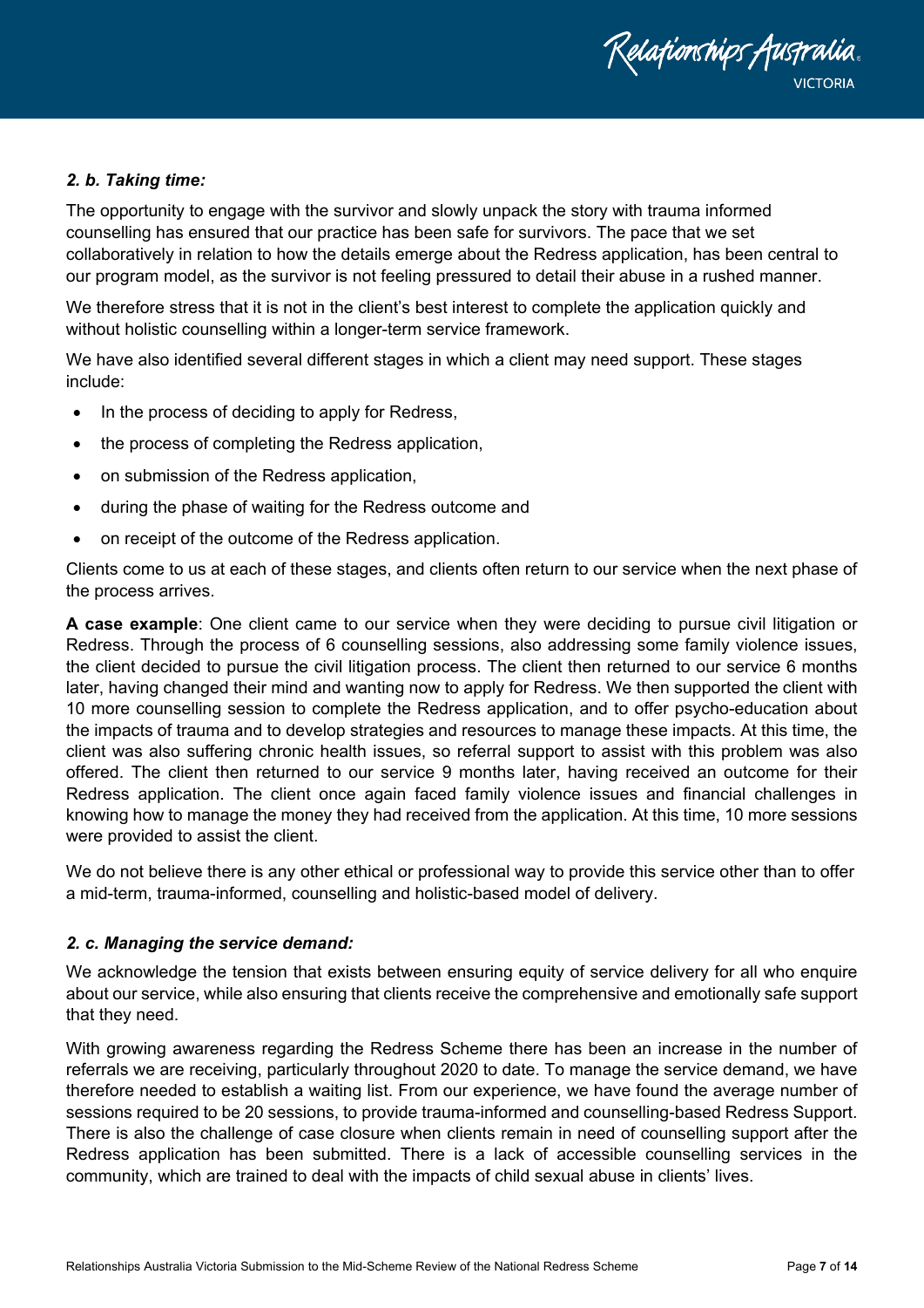### *2. b. Taking time:*

The opportunity to engage with the survivor and slowly unpack the story with trauma informed counselling has ensured that our practice has been safe for survivors. The pace that we set collaboratively in relation to how the details emerge about the Redress application, has been central to our program model, as the survivor is not feeling pressured to detail their abuse in a rushed manner.

We therefore stress that it is not in the client's best interest to complete the application quickly and without holistic counselling within a longer-term service framework.

We have also identified several different stages in which a client may need support. These stages include:

- In the process of deciding to apply for Redress,
- the process of completing the Redress application,
- on submission of the Redress application,
- during the phase of waiting for the Redress outcome and
- on receipt of the outcome of the Redress application.

Clients come to us at each of these stages, and clients often return to our service when the next phase of the process arrives.

**A case example**: One client came to our service when they were deciding to pursue civil litigation or Redress. Through the process of 6 counselling sessions, also addressing some family violence issues, the client decided to pursue the civil litigation process. The client then returned to our service 6 months later, having changed their mind and wanting now to apply for Redress. We then supported the client with 10 more counselling session to complete the Redress application, and to offer psycho-education about the impacts of trauma and to develop strategies and resources to manage these impacts. At this time, the client was also suffering chronic health issues, so referral support to assist with this problem was also offered. The client then returned to our service 9 months later, having received an outcome for their Redress application. The client once again faced family violence issues and financial challenges in knowing how to manage the money they had received from the application. At this time, 10 more sessions were provided to assist the client.

We do not believe there is any other ethical or professional way to provide this service other than to offer a mid-term, trauma-informed, counselling and holistic-based model of delivery.

### *2. c. Managing the service demand:*

We acknowledge the tension that exists between ensuring equity of service delivery for all who enquire about our service, while also ensuring that clients receive the comprehensive and emotionally safe support that they need.

With growing awareness regarding the Redress Scheme there has been an increase in the number of referrals we are receiving, particularly throughout 2020 to date. To manage the service demand, we have therefore needed to establish a waiting list. From our experience, we have found the average number of sessions required to be 20 sessions, to provide trauma-informed and counselling-based Redress Support. There is also the challenge of case closure when clients remain in need of counselling support after the Redress application has been submitted. There is a lack of accessible counselling services in the community, which are trained to deal with the impacts of child sexual abuse in clients' lives.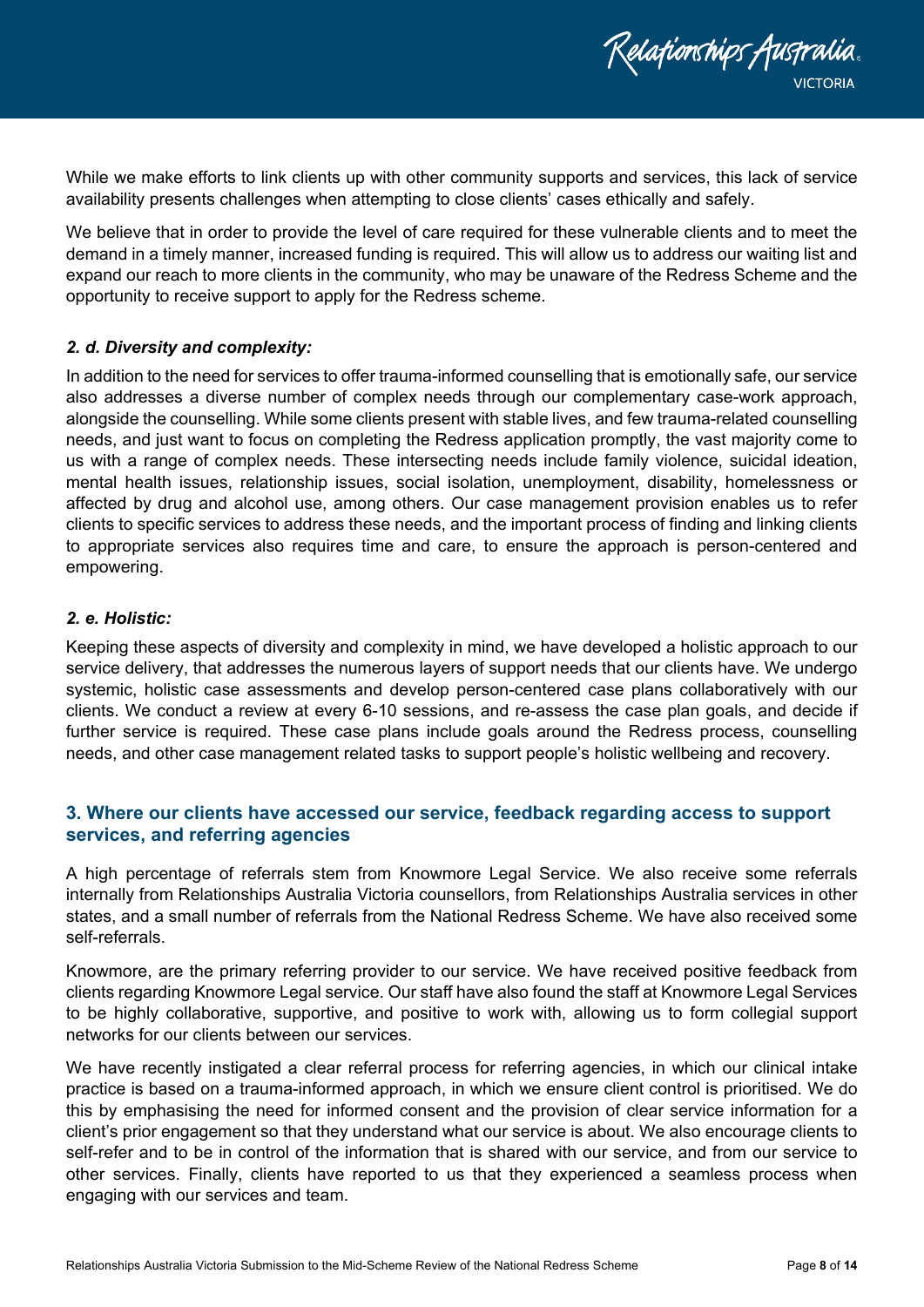While we make efforts to link clients up with other community supports and services, this lack of service availability presents challenges when attempting to close clients' cases ethically and safely.

We believe that in order to provide the level of care required for these vulnerable clients and to meet the demand in a timely manner, increased funding is required. This will allow us to address our waiting list and expand our reach to more clients in the community, who may be unaware of the Redress Scheme and the opportunity to receive support to apply for the Redress scheme.

***2. d. Diversity and complexity:***

In addition to the need for services to offer trauma-informed counselling that is emotionally safe, our service also addresses a diverse number of complex needs through our complementary case-work approach, alongside the counselling. While some clients present with stable lives, and few trauma-related counselling needs, and just want to focus on completing the Redress application promptly, the vast majority come to us with a range of complex needs. These intersecting needs include family violence, suicidal ideation, mental health issues, relationship issues, social isolation, unemployment, disability, homelessness or affected by drug and alcohol use, among others. Our case management provision enables us to refer clients to specific services to address these needs, and the important process of finding and linking clients to appropriate services also requires time and care, to ensure the approach is person-centered and empowering.

***2. e. Holistic:***

Keeping these aspects of diversity and complexity in mind, we have developed a holistic approach to our service delivery, that addresses the numerous layers of support needs that our clients have. We undergo systemic, holistic case assessments and develop person-centered case plans collaboratively with our clients. We conduct a review at every 6-10 sessions, and re-assess the case plan goals, and decide if further service is required. These case plans include goals around the Redress process, counselling needs, and other case management related tasks to support people's holistic wellbeing and recovery.

## 3. Where our clients have accessed our service, feedback regarding access to support services, and referring agencies

A high percentage of referrals stem from Knowmore Legal Service. We also receive some referrals internally from Relationships Australia Victoria counsellors, from Relationships Australia services in other states, and a small number of referrals from the National Redress Scheme. We have also received some self-referrals.

Knowmore, are the primary referring provider to our service. We have received positive feedback from clients regarding Knowmore Legal service. Our staff have also found the staff at Knowmore Legal Services to be highly collaborative, supportive, and positive to work with, allowing us to form collegial support networks for our clients between our services.

We have recently instigated a clear referral process for referring agencies, in which our clinical intake practice is based on a trauma-informed approach, in which we ensure client control is prioritised. We do this by emphasising the need for informed consent and the provision of clear service information for a client's prior engagement so that they understand what our service is about. We also encourage clients to self-refer and to be in control of the information that is shared with our service, and from our service to other services. Finally, clients have reported to us that they experienced a seamless process when engaging with our services and team.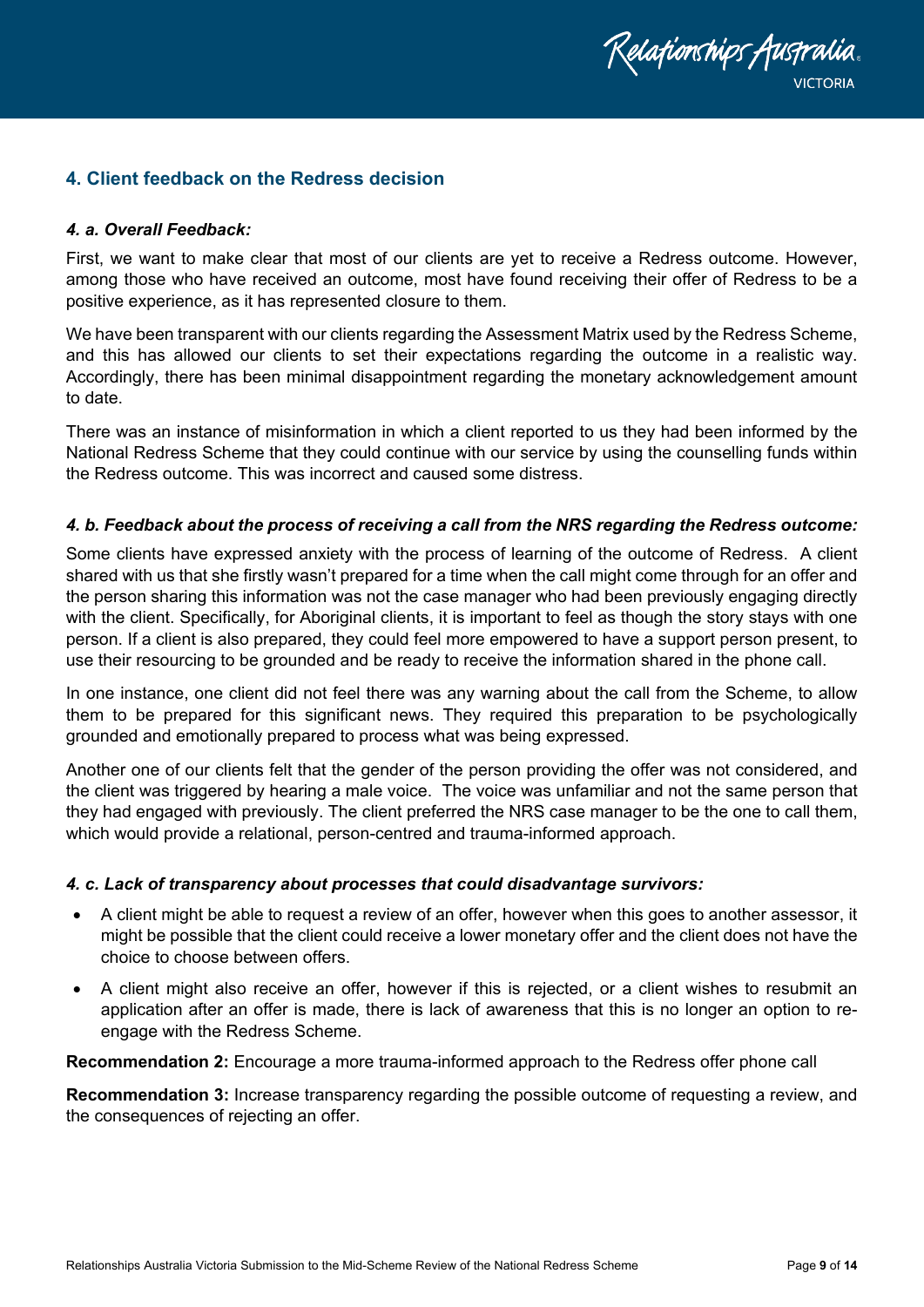## 4. Client feedback on the Redress decision

### *4. a. Overall Feedback:*

First, we want to make clear that most of our clients are yet to receive a Redress outcome. However, among those who have received an outcome, most have found receiving their offer of Redress to be a positive experience, as it has represented closure to them.

We have been transparent with our clients regarding the Assessment Matrix used by the Redress Scheme, and this has allowed our clients to set their expectations regarding the outcome in a realistic way. Accordingly, there has been minimal disappointment regarding the monetary acknowledgement amount to date.

There was an instance of misinformation in which a client reported to us they had been informed by the National Redress Scheme that they could continue with our service by using the counselling funds within the Redress outcome. This was incorrect and caused some distress.

### *4. b. Feedback about the process of receiving a call from the NRS regarding the Redress outcome:*

Some clients have expressed anxiety with the process of learning of the outcome of Redress. A client shared with us that she firstly wasn't prepared for a time when the call might come through for an offer and the person sharing this information was not the case manager who had been previously engaging directly with the client. Specifically, for Aboriginal clients, it is important to feel as though the story stays with one person. If a client is also prepared, they could feel more empowered to have a support person present, to use their resourcing to be grounded and be ready to receive the information shared in the phone call.

In one instance, one client did not feel there was any warning about the call from the Scheme, to allow them to be prepared for this significant news. They required this preparation to be psychologically grounded and emotionally prepared to process what was being expressed.

Another one of our clients felt that the gender of the person providing the offer was not considered, and the client was triggered by hearing a male voice. The voice was unfamiliar and not the same person that they had engaged with previously. The client preferred the NRS case manager to be the one to call them, which would provide a relational, person-centred and trauma-informed approach.

### *4. c. Lack of transparency about processes that could disadvantage survivors:*

- A client might be able to request a review of an offer, however when this goes to another assessor, it might be possible that the client could receive a lower monetary offer and the client does not have the choice to choose between offers.
- A client might also receive an offer, however if this is rejected, or a client wishes to resubmit an application after an offer is made, there is lack of awareness that this is no longer an option to re-engage with the Redress Scheme.

**Recommendation 2:** Encourage a more trauma-informed approach to the Redress offer phone call

**Recommendation 3:** Increase transparency regarding the possible outcome of requesting a review, and the consequences of rejecting an offer.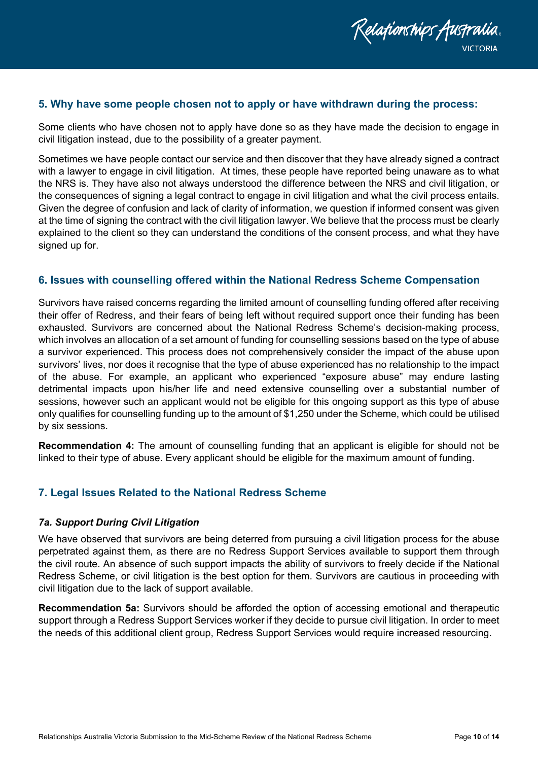## 5. Why have some people chosen not to apply or have withdrawn during the process:

Some clients who have chosen not to apply have done so as they have made the decision to engage in civil litigation instead, due to the possibility of a greater payment.

Sometimes we have people contact our service and then discover that they have already signed a contract with a lawyer to engage in civil litigation. At times, these people have reported being unaware as to what the NRS is. They have also not always understood the difference between the NRS and civil litigation, or the consequences of signing a legal contract to engage in civil litigation and what the civil process entails. Given the degree of confusion and lack of clarity of information, we question if informed consent was given at the time of signing the contract with the civil litigation lawyer. We believe that the process must be clearly explained to the client so they can understand the conditions of the consent process, and what they have signed up for.

## 6. Issues with counselling offered within the National Redress Scheme Compensation

Survivors have raised concerns regarding the limited amount of counselling funding offered after receiving their offer of Redress, and their fears of being left without required support once their funding has been exhausted. Survivors are concerned about the National Redress Scheme's decision-making process, which involves an allocation of a set amount of funding for counselling sessions based on the type of abuse a survivor experienced. This process does not comprehensively consider the impact of the abuse upon survivors' lives, nor does it recognise that the type of abuse experienced has no relationship to the impact of the abuse. For example, an applicant who experienced "exposure abuse" may endure lasting detrimental impacts upon his/her life and need extensive counselling over a substantial number of sessions, however such an applicant would not be eligible for this ongoing support as this type of abuse only qualifies for counselling funding up to the amount of $1,250 under the Scheme, which could be utilised by six sessions.

**Recommendation 4:** The amount of counselling funding that an applicant is eligible for should not be linked to their type of abuse. Every applicant should be eligible for the maximum amount of funding.

## 7. Legal Issues Related to the National Redress Scheme

### *7a. Support During Civil Litigation*

We have observed that survivors are being deterred from pursuing a civil litigation process for the abuse perpetrated against them, as there are no Redress Support Services available to support them through the civil route. An absence of such support impacts the ability of survivors to freely decide if the National Redress Scheme, or civil litigation is the best option for them. Survivors are cautious in proceeding with civil litigation due to the lack of support available.

**Recommendation 5a:** Survivors should be afforded the option of accessing emotional and therapeutic support through a Redress Support Services worker if they decide to pursue civil litigation. In order to meet the needs of this additional client group, Redress Support Services would require increased resourcing.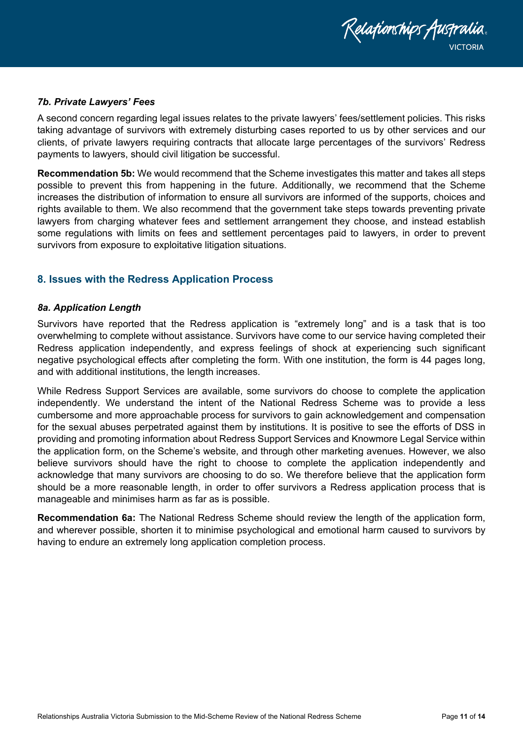### *7b. Private Lawyers' Fees*

A second concern regarding legal issues relates to the private lawyers' fees/settlement policies. This risks taking advantage of survivors with extremely disturbing cases reported to us by other services and our clients, of private lawyers requiring contracts that allocate large percentages of the survivors' Redress payments to lawyers, should civil litigation be successful.

**Recommendation 5b:** We would recommend that the Scheme investigates this matter and takes all steps possible to prevent this from happening in the future. Additionally, we recommend that the Scheme increases the distribution of information to ensure all survivors are informed of the supports, choices and rights available to them. We also recommend that the government take steps towards preventing private lawyers from charging whatever fees and settlement arrangement they choose, and instead establish some regulations with limits on fees and settlement percentages paid to lawyers, in order to prevent survivors from exposure to exploitative litigation situations.

## 8. Issues with the Redress Application Process

### *8a. Application Length*

Survivors have reported that the Redress application is "extremely long" and is a task that is too overwhelming to complete without assistance. Survivors have come to our service having completed their Redress application independently, and express feelings of shock at experiencing such significant negative psychological effects after completing the form. With one institution, the form is 44 pages long, and with additional institutions, the length increases.

While Redress Support Services are available, some survivors do choose to complete the application independently. We understand the intent of the National Redress Scheme was to provide a less cumbersome and more approachable process for survivors to gain acknowledgement and compensation for the sexual abuses perpetrated against them by institutions. It is positive to see the efforts of DSS in providing and promoting information about Redress Support Services and Knowmore Legal Service within the application form, on the Scheme's website, and through other marketing avenues. However, we also believe survivors should have the right to choose to complete the application independently and acknowledge that many survivors are choosing to do so. We therefore believe that the application form should be a more reasonable length, in order to offer survivors a Redress application process that is manageable and minimises harm as far as is possible.

**Recommendation 6a:** The National Redress Scheme should review the length of the application form, and wherever possible, shorten it to minimise psychological and emotional harm caused to survivors by having to endure an extremely long application completion process.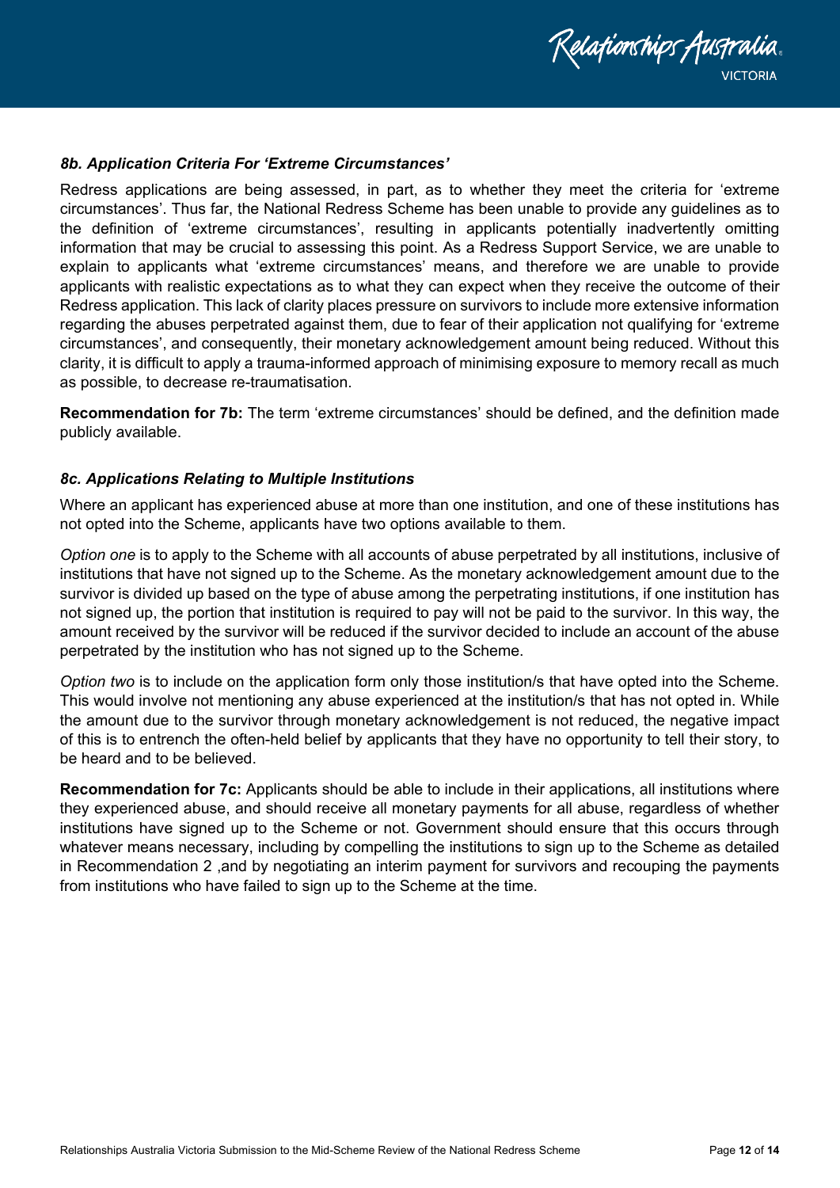### *8b. Application Criteria For 'Extreme Circumstances'*

Redress applications are being assessed, in part, as to whether they meet the criteria for 'extreme circumstances'. Thus far, the National Redress Scheme has been unable to provide any guidelines as to the definition of 'extreme circumstances', resulting in applicants potentially inadvertently omitting information that may be crucial to assessing this point. As a Redress Support Service, we are unable to explain to applicants what 'extreme circumstances' means, and therefore we are unable to provide applicants with realistic expectations as to what they can expect when they receive the outcome of their Redress application. This lack of clarity places pressure on survivors to include more extensive information regarding the abuses perpetrated against them, due to fear of their application not qualifying for 'extreme circumstances', and consequently, their monetary acknowledgement amount being reduced. Without this clarity, it is difficult to apply a trauma-informed approach of minimising exposure to memory recall as much as possible, to decrease re-traumatisation.

**Recommendation for 7b:** The term 'extreme circumstances' should be defined, and the definition made publicly available.

### *8c. Applications Relating to Multiple Institutions*

Where an applicant has experienced abuse at more than one institution, and one of these institutions has not opted into the Scheme, applicants have two options available to them.

*Option one* is to apply to the Scheme with all accounts of abuse perpetrated by all institutions, inclusive of institutions that have not signed up to the Scheme. As the monetary acknowledgement amount due to the survivor is divided up based on the type of abuse among the perpetrating institutions, if one institution has not signed up, the portion that institution is required to pay will not be paid to the survivor. In this way, the amount received by the survivor will be reduced if the survivor decided to include an account of the abuse perpetrated by the institution who has not signed up to the Scheme.

*Option two* is to include on the application form only those institution/s that have opted into the Scheme. This would involve not mentioning any abuse experienced at the institution/s that has not opted in. While the amount due to the survivor through monetary acknowledgement is not reduced, the negative impact of this is to entrench the often-held belief by applicants that they have no opportunity to tell their story, to be heard and to be believed.

**Recommendation for 7c:** Applicants should be able to include in their applications, all institutions where they experienced abuse, and should receive all monetary payments for all abuse, regardless of whether institutions have signed up to the Scheme or not. Government should ensure that this occurs through whatever means necessary, including by compelling the institutions to sign up to the Scheme as detailed in Recommendation 2 ,and by negotiating an interim payment for survivors and recouping the payments from institutions who have failed to sign up to the Scheme at the time.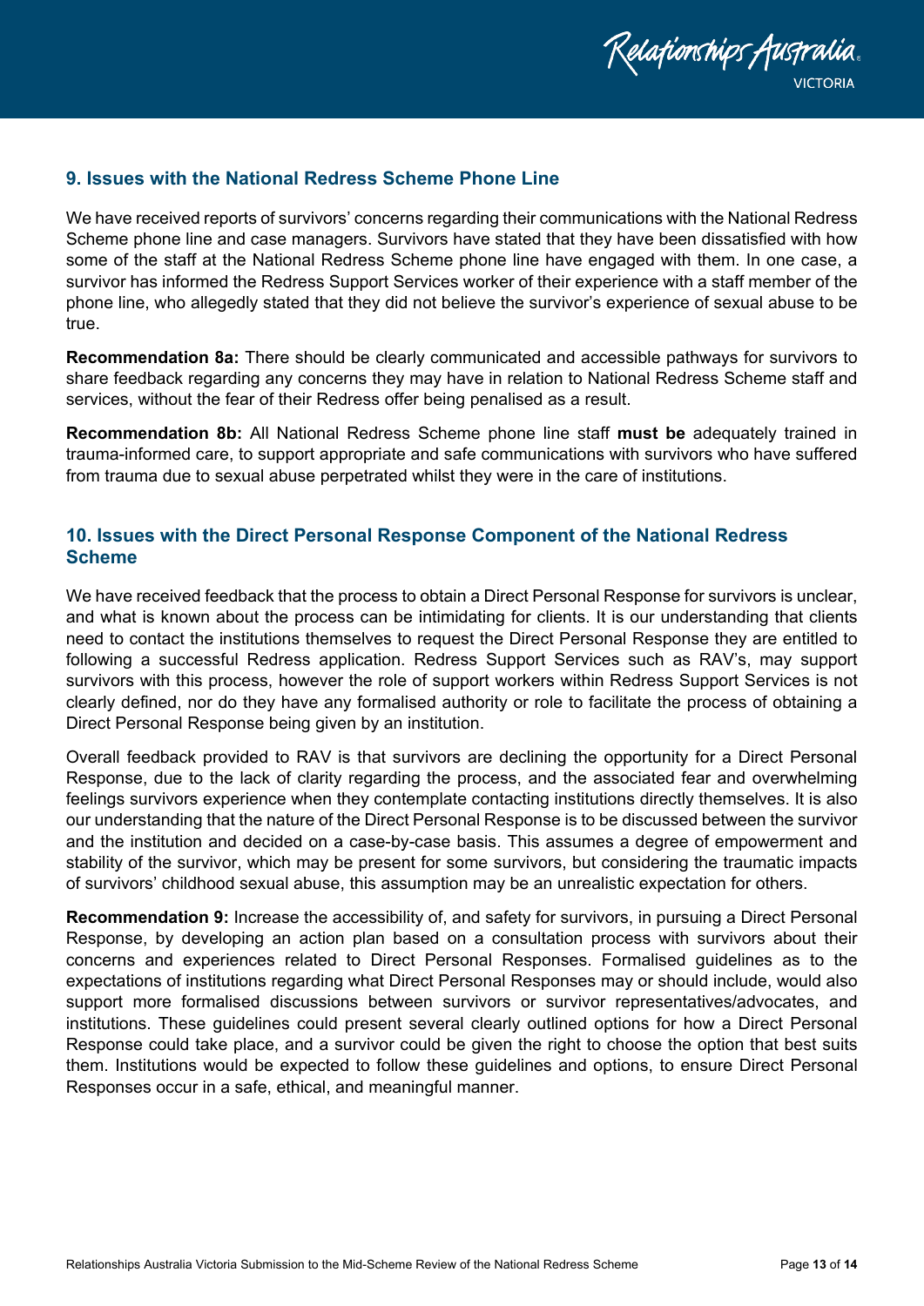## 9. Issues with the National Redress Scheme Phone Line

We have received reports of survivors' concerns regarding their communications with the National Redress Scheme phone line and case managers. Survivors have stated that they have been dissatisfied with how some of the staff at the National Redress Scheme phone line have engaged with them. In one case, a survivor has informed the Redress Support Services worker of their experience with a staff member of the phone line, who allegedly stated that they did not believe the survivor's experience of sexual abuse to be true.

**Recommendation 8a:** There should be clearly communicated and accessible pathways for survivors to share feedback regarding any concerns they may have in relation to National Redress Scheme staff and services, without the fear of their Redress offer being penalised as a result.

**Recommendation 8b:** All National Redress Scheme phone line staff **must be** adequately trained in trauma-informed care, to support appropriate and safe communications with survivors who have suffered from trauma due to sexual abuse perpetrated whilst they were in the care of institutions.

## 10. Issues with the Direct Personal Response Component of the National Redress Scheme

We have received feedback that the process to obtain a Direct Personal Response for survivors is unclear, and what is known about the process can be intimidating for clients. It is our understanding that clients need to contact the institutions themselves to request the Direct Personal Response they are entitled to following a successful Redress application. Redress Support Services such as RAV's, may support survivors with this process, however the role of support workers within Redress Support Services is not clearly defined, nor do they have any formalised authority or role to facilitate the process of obtaining a Direct Personal Response being given by an institution.

Overall feedback provided to RAV is that survivors are declining the opportunity for a Direct Personal Response, due to the lack of clarity regarding the process, and the associated fear and overwhelming feelings survivors experience when they contemplate contacting institutions directly themselves. It is also our understanding that the nature of the Direct Personal Response is to be discussed between the survivor and the institution and decided on a case-by-case basis. This assumes a degree of empowerment and stability of the survivor, which may be present for some survivors, but considering the traumatic impacts of survivors' childhood sexual abuse, this assumption may be an unrealistic expectation for others.

**Recommendation 9:** Increase the accessibility of, and safety for survivors, in pursuing a Direct Personal Response, by developing an action plan based on a consultation process with survivors about their concerns and experiences related to Direct Personal Responses. Formalised guidelines as to the expectations of institutions regarding what Direct Personal Responses may or should include, would also support more formalised discussions between survivors or survivor representatives/advocates, and institutions. These guidelines could present several clearly outlined options for how a Direct Personal Response could take place, and a survivor could be given the right to choose the option that best suits them. Institutions would be expected to follow these guidelines and options, to ensure Direct Personal Responses occur in a safe, ethical, and meaningful manner.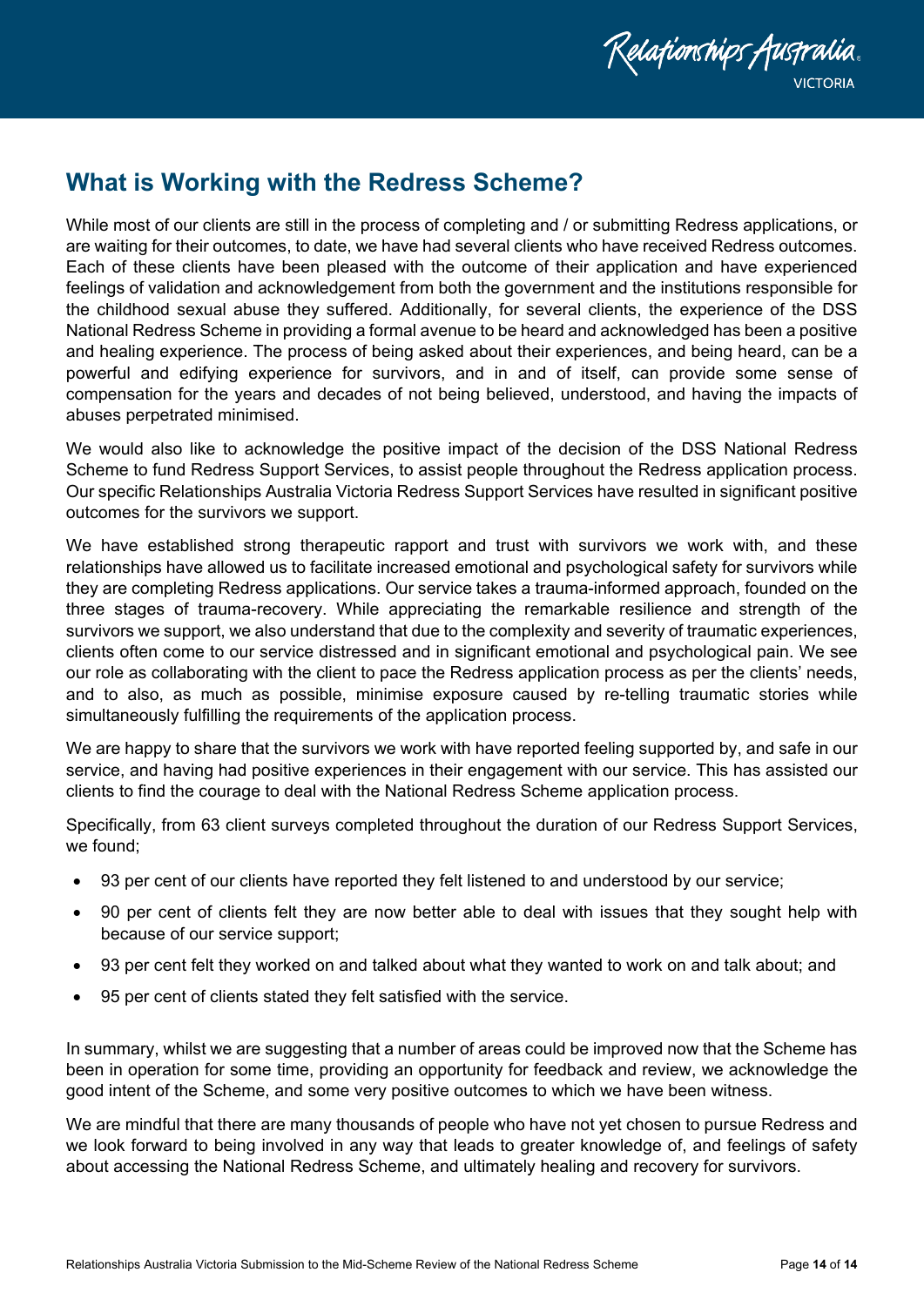## What is Working with the Redress Scheme?

While most of our clients are still in the process of completing and / or submitting Redress applications, or are waiting for their outcomes, to date, we have had several clients who have received Redress outcomes. Each of these clients have been pleased with the outcome of their application and have experienced feelings of validation and acknowledgement from both the government and the institutions responsible for the childhood sexual abuse they suffered. Additionally, for several clients, the experience of the DSS National Redress Scheme in providing a formal avenue to be heard and acknowledged has been a positive and healing experience. The process of being asked about their experiences, and being heard, can be a powerful and edifying experience for survivors, and in and of itself, can provide some sense of compensation for the years and decades of not being believed, understood, and having the impacts of abuses perpetrated minimised.

We would also like to acknowledge the positive impact of the decision of the DSS National Redress Scheme to fund Redress Support Services, to assist people throughout the Redress application process. Our specific Relationships Australia Victoria Redress Support Services have resulted in significant positive outcomes for the survivors we support.

We have established strong therapeutic rapport and trust with survivors we work with, and these relationships have allowed us to facilitate increased emotional and psychological safety for survivors while they are completing Redress applications. Our service takes a trauma-informed approach, founded on the three stages of trauma-recovery. While appreciating the remarkable resilience and strength of the survivors we support, we also understand that due to the complexity and severity of traumatic experiences, clients often come to our service distressed and in significant emotional and psychological pain. We see our role as collaborating with the client to pace the Redress application process as per the clients' needs, and to also, as much as possible, minimise exposure caused by re-telling traumatic stories while simultaneously fulfilling the requirements of the application process.

We are happy to share that the survivors we work with have reported feeling supported by, and safe in our service, and having had positive experiences in their engagement with our service. This has assisted our clients to find the courage to deal with the National Redress Scheme application process.

Specifically, from 63 client surveys completed throughout the duration of our Redress Support Services, we found;

- 93 per cent of our clients have reported they felt listened to and understood by our service;
- 90 per cent of clients felt they are now better able to deal with issues that they sought help with because of our service support;
- 93 per cent felt they worked on and talked about what they wanted to work on and talk about; and
- 95 per cent of clients stated they felt satisfied with the service.

In summary, whilst we are suggesting that a number of areas could be improved now that the Scheme has been in operation for some time, providing an opportunity for feedback and review, we acknowledge the good intent of the Scheme, and some very positive outcomes to which we have been witness.

We are mindful that there are many thousands of people who have not yet chosen to pursue Redress and we look forward to being involved in any way that leads to greater knowledge of, and feelings of safety about accessing the National Redress Scheme, and ultimately healing and recovery for survivors.